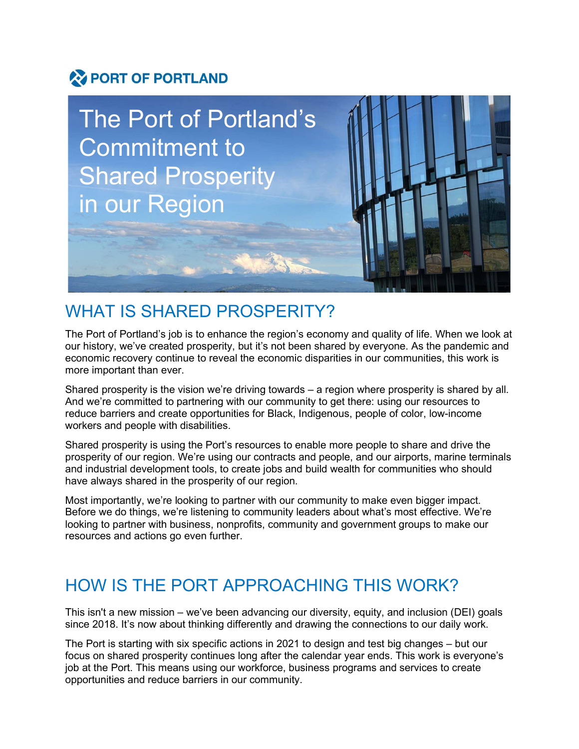PORT OF PORTLAND

# The Port of Portland's Commitment to Shared Prosperity in our Region

## WHAT IS SHARED PROSPERITY?

The Port of Portland's job is to enhance the region's economy and quality of life. When we look at our history, we've created prosperity, but it's not been shared by everyone. As the pandemic and economic recovery continue to reveal the economic disparities in our communities, this work is more important than ever.

Shared prosperity is the vision we're driving towards – a region where prosperity is shared by all. And we're committed to partnering with our community to get there: using our resources to reduce barriers and create opportunities for Black, Indigenous, people of color, low-income workers and people with disabilities.

Shared prosperity is using the Port's resources to enable more people to share and drive the prosperity of our region. We're using our contracts and people, and our airports, marine terminals and industrial development tools, to create jobs and build wealth for communities who should have always shared in the prosperity of our region.

Most importantly, we're looking to partner with our community to make even bigger impact. Before we do things, we're listening to community leaders about what's most effective. We're looking to partner with business, nonprofits, community and government groups to make our resources and actions go even further.

## HOW IS THE PORT APPROACHING THIS WORK?

This isn't a new mission – we've been advancing our diversity, equity, and inclusion (DEI) goals since 2018. It's now about thinking differently and drawing the connections to our daily work.

The Port is starting with six specific actions in 2021 to design and test big changes – but our focus on shared prosperity continues long after the calendar year ends. This work is everyone's job at the Port. This means using our workforce, business programs and services to create opportunities and reduce barriers in our community.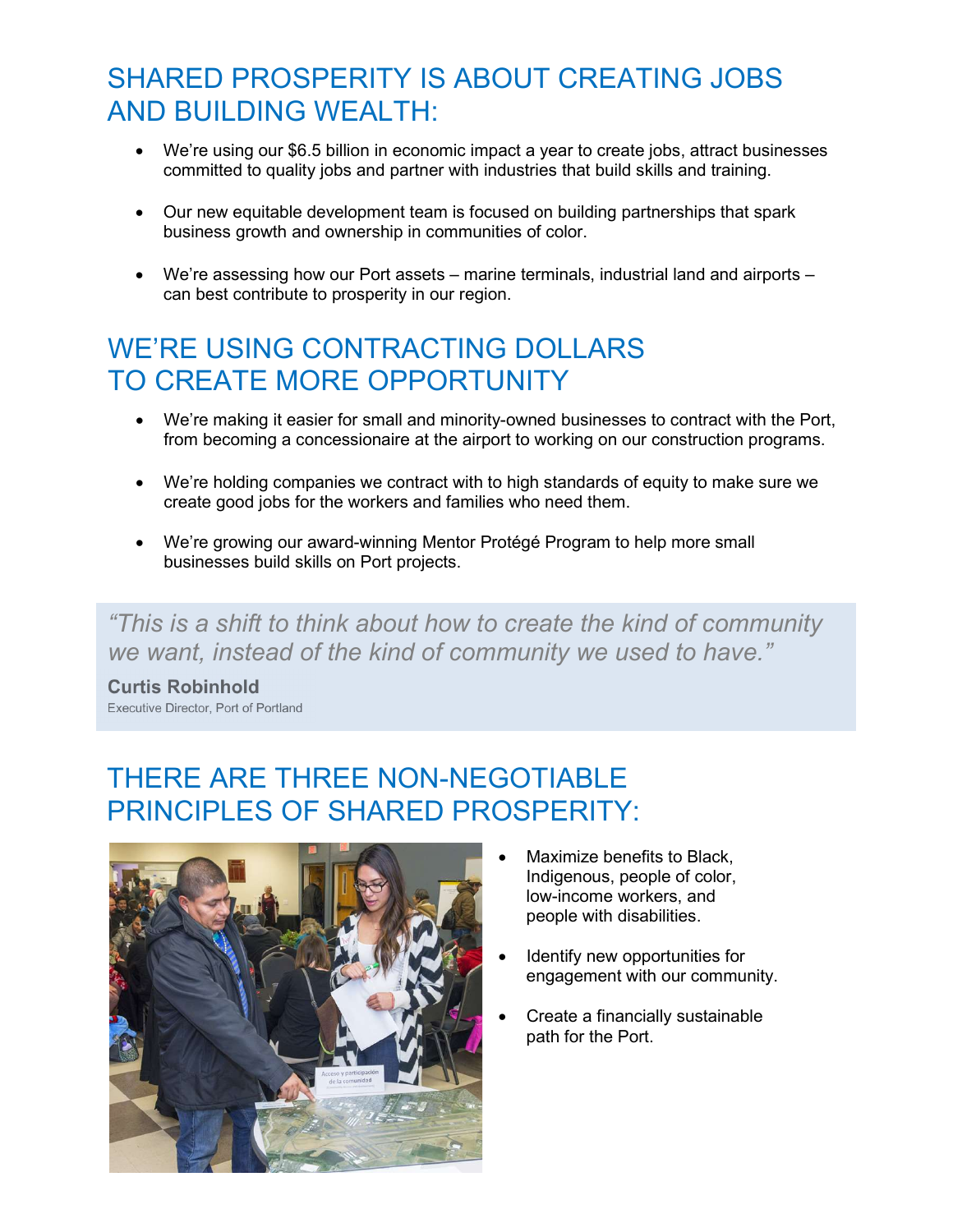## SHARED PROSPERITY IS ABOUT CREATING JOBS AND BUILDING WEALTH:

- We're using our $6.5 billion in economic impact a year to create jobs, attract businesses committed to quality jobs and partner with industries that build skills and training.
- Our new equitable development team is focused on building partnerships that spark business growth and ownership in communities of color.
- We're assessing how our Port assets – marine terminals, industrial land and airports – can best contribute to prosperity in our region.

## WE'RE USING CONTRACTING DOLLARS TO CREATE MORE OPPORTUNITY

- We're making it easier for small and minority-owned businesses to contract with the Port, from becoming a concessionaire at the airport to working on our construction programs.
- We're holding companies we contract with to high standards of equity to make sure we create good jobs for the workers and families who need them.
- We're growing our award-winning Mentor Protégé Program to help more small businesses build skills on Port projects.

> *"This is a shift to think about how to create the kind of community we want, instead of the kind of community we used to have."*
>
> **Curtis Robinhold**
> Executive Director, Port of Portland

## THERE ARE THREE NON-NEGOTIABLE PRINCIPLES OF SHARED PROSPERITY:

- Maximize benefits to Black, Indigenous, people of color, low-income workers, and people with disabilities.
- Identify new opportunities for engagement with our community.
- Create a financially sustainable path for the Port.